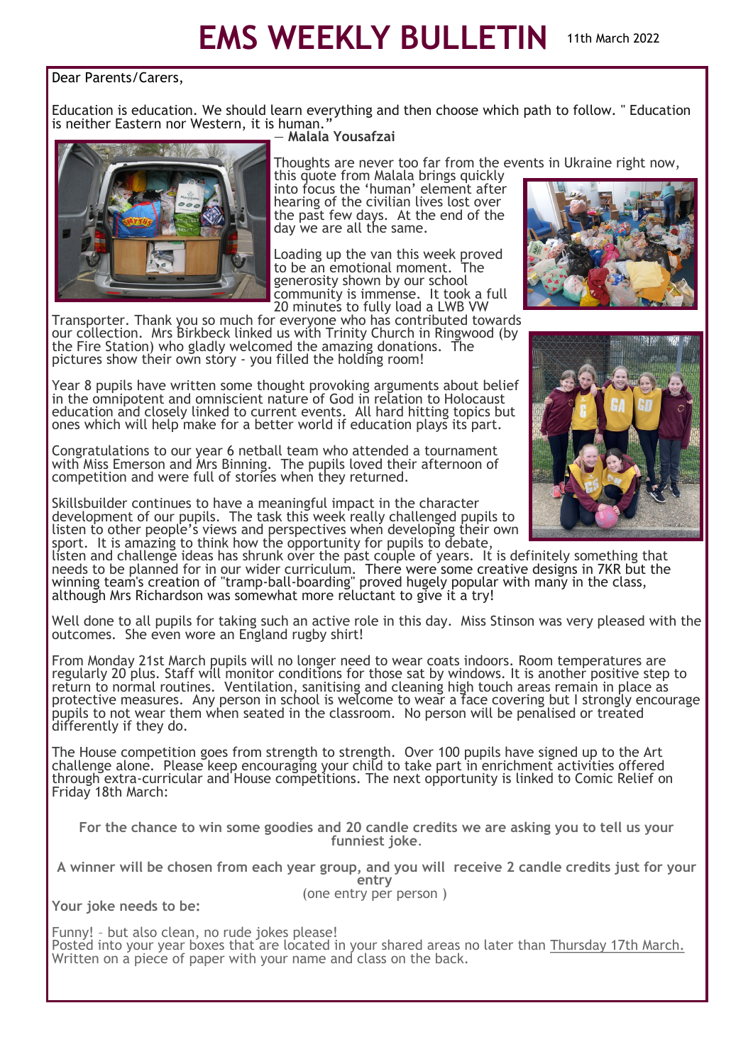# EMS WEEKLY BULLETIN

11th March 2022

Dear Parents/Carers,

Education is education. We should learn everything and then choose which path to follow. " Education is neither Eastern nor Western, it is human."
— **Malala Yousafzai**

Thoughts are never too far from the events in Ukraine right now, this quote from Malala brings quickly into focus the 'human' element after hearing of the civilian lives lost over the past few days. At the end of the day we are all the same.

Loading up the van this week proved to be an emotional moment. The generosity shown by our school community is immense. It took a full 20 minutes to fully load a LWB VW Transporter. Thank you so much for everyone who has contributed towards our collection. Mrs Birkbeck linked us with Trinity Church in Ringwood (by the Fire Station) who gladly welcomed the amazing donations. The pictures show their own story - you filled the holding room!

Year 8 pupils have written some thought provoking arguments about belief in the omnipotent and omniscient nature of God in relation to Holocaust education and closely linked to current events. All hard hitting topics but ones which will help make for a better world if education plays its part.

Congratulations to our year 6 netball team who attended a tournament with Miss Emerson and Mrs Binning. The pupils loved their afternoon of competition and were full of stories when they returned.

Skillsbuilder continues to have a meaningful impact in the character development of our pupils. The task this week really challenged pupils to listen to other people's views and perspectives when developing their own sport. It is amazing to think how the opportunity for pupils to debate, listen and challenge ideas has shrunk over the past couple of years. It is definitely something that needs to be planned for in our wider curriculum. There were some creative designs in 7KR but the winning team's creation of "tramp-ball-boarding" proved hugely popular with many in the class, although Mrs Richardson was somewhat more reluctant to give it a try!

Well done to all pupils for taking such an active role in this day. Miss Stinson was very pleased with the outcomes. She even wore an England rugby shirt!

From Monday 21st March pupils will no longer need to wear coats indoors. Room temperatures are regularly 20 plus. Staff will monitor conditions for those sat by windows. It is another positive step to return to normal routines. Ventilation, sanitising and cleaning high touch areas remain in place as protective measures. Any person in school is welcome to wear a face covering but I strongly encourage pupils to not wear them when seated in the classroom. No person will be penalised or treated differently if they do.

The House competition goes from strength to strength. Over 100 pupils have signed up to the Art challenge alone. Please keep encouraging your child to take part in enrichment activities offered through extra-curricular and House competitions. The next opportunity is linked to Comic Relief on Friday 18th March:

**For the chance to win some goodies and 20 candle credits we are asking you to tell us your funniest joke.**

**A winner will be chosen from each year group, and you will receive 2 candle credits just for your entry**
(one entry per person )

**Your joke needs to be:**

Funny! – but also clean, no rude jokes please!
Posted into your year boxes that are located in your shared areas no later than Thursday 17th March.
Written on a piece of paper with your name and class on the back.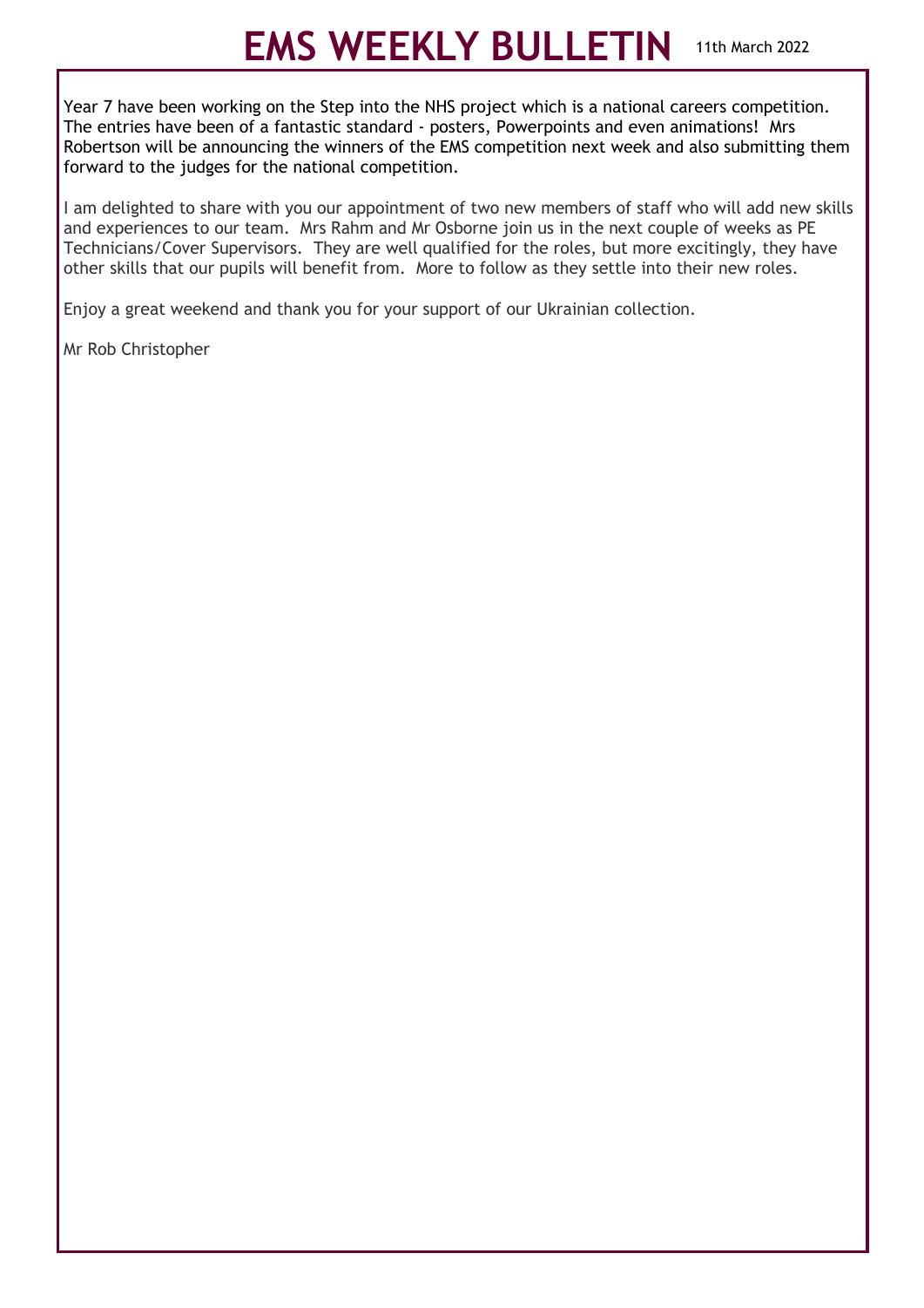# EMS WEEKLY BULLETIN

11th March 2022

Year 7 have been working on the Step into the NHS project which is a national careers competition. The entries have been of a fantastic standard - posters, Powerpoints and even animations! Mrs Robertson will be announcing the winners of the EMS competition next week and also submitting them forward to the judges for the national competition.

I am delighted to share with you our appointment of two new members of staff who will add new skills and experiences to our team. Mrs Rahm and Mr Osborne join us in the next couple of weeks as PE Technicians/Cover Supervisors. They are well qualified for the roles, but more excitingly, they have other skills that our pupils will benefit from. More to follow as they settle into their new roles.

Enjoy a great weekend and thank you for your support of our Ukrainian collection.

Mr Rob Christopher